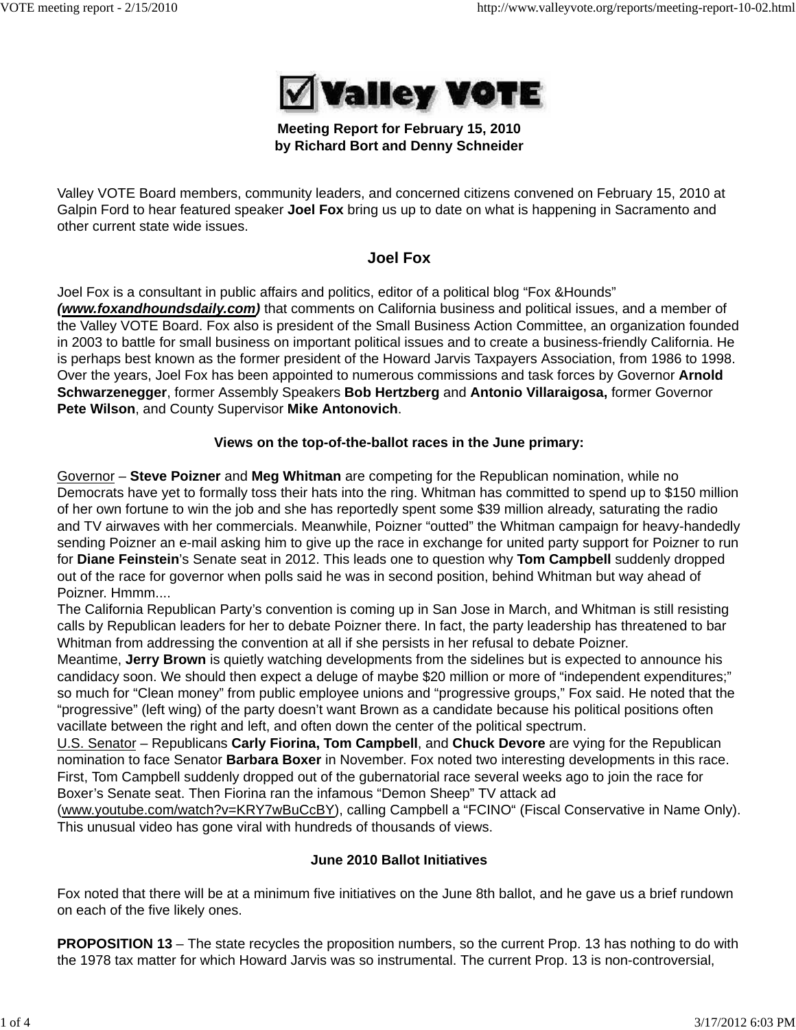**Valley VOTE**

**Meeting Report for February 15, 2010**
**by Richard Bort and Denny Schneider**

Valley VOTE Board members, community leaders, and concerned citizens convened on February 15, 2010 at Galpin Ford to hear featured speaker **Joel Fox** bring us up to date on what is happening in Sacramento and other current state wide issues.

## Joel Fox

Joel Fox is a consultant in public affairs and politics, editor of a political blog "Fox &Hounds" ***(www.foxandhoundsdaily.com)*** that comments on California business and political issues, and a member of the Valley VOTE Board. Fox also is president of the Small Business Action Committee, an organization founded in 2003 to battle for small business on important political issues and to create a business-friendly California. He is perhaps best known as the former president of the Howard Jarvis Taxpayers Association, from 1986 to 1998. Over the years, Joel Fox has been appointed to numerous commissions and task forces by Governor **Arnold Schwarzenegger**, former Assembly Speakers **Bob Hertzberg** and **Antonio Villaraigosa,** former Governor **Pete Wilson**, and County Supervisor **Mike Antonovich**.

### Views on the top-of-the-ballot races in the June primary:

Governor – **Steve Poizner** and **Meg Whitman** are competing for the Republican nomination, while no Democrats have yet to formally toss their hats into the ring. Whitman has committed to spend up to $150 million of her own fortune to win the job and she has reportedly spent some $39 million already, saturating the radio and TV airwaves with her commercials. Meanwhile, Poizner "outted" the Whitman campaign for heavy-handedly sending Poizner an e-mail asking him to give up the race in exchange for united party support for Poizner to run for **Diane Feinstein**'s Senate seat in 2012. This leads one to question why **Tom Campbell** suddenly dropped out of the race for governor when polls said he was in second position, behind Whitman but way ahead of Poizner. Hmmm....

The California Republican Party's convention is coming up in San Jose in March, and Whitman is still resisting calls by Republican leaders for her to debate Poizner there. In fact, the party leadership has threatened to bar Whitman from addressing the convention at all if she persists in her refusal to debate Poizner.

Meantime, **Jerry Brown** is quietly watching developments from the sidelines but is expected to announce his candidacy soon. We should then expect a deluge of maybe $20 million or more of "independent expenditures;" so much for "Clean money" from public employee unions and "progressive groups," Fox said. He noted that the "progressive" (left wing) of the party doesn't want Brown as a candidate because his political positions often vacillate between the right and left, and often down the center of the political spectrum.

U.S. Senator – Republicans **Carly Fiorina, Tom Campbell**, and **Chuck Devore** are vying for the Republican nomination to face Senator **Barbara Boxer** in November. Fox noted two interesting developments in this race. First, Tom Campbell suddenly dropped out of the gubernatorial race several weeks ago to join the race for Boxer's Senate seat. Then Fiorina ran the infamous "Demon Sheep" TV attack ad (www.youtube.com/watch?v=KRY7wBuCcBY), calling Campbell a "FCINO" (Fiscal Conservative in Name Only). This unusual video has gone viral with hundreds of thousands of views.

### June 2010 Ballot Initiatives

Fox noted that there will be at a minimum five initiatives on the June 8th ballot, and he gave us a brief rundown on each of the five likely ones.

**PROPOSITION 13** – The state recycles the proposition numbers, so the current Prop. 13 has nothing to do with the 1978 tax matter for which Howard Jarvis was so instrumental. The current Prop. 13 is non-controversial,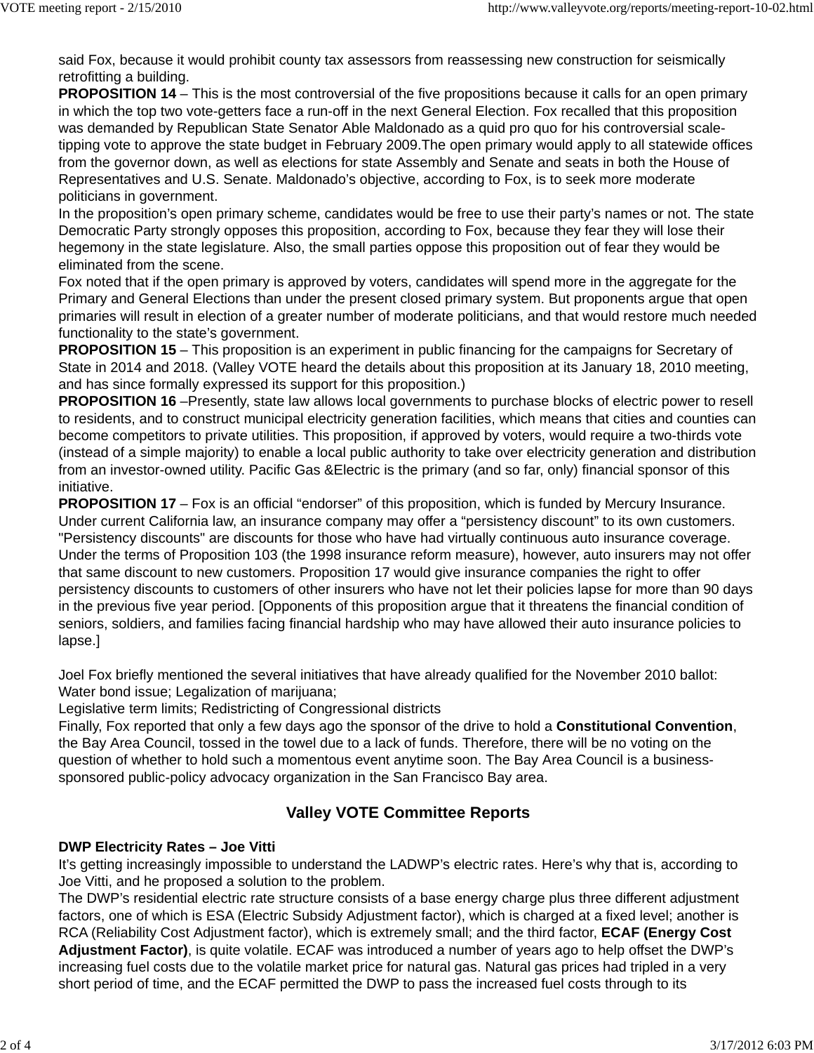said Fox, because it would prohibit county tax assessors from reassessing new construction for seismically retrofitting a building.

**PROPOSITION 14** – This is the most controversial of the five propositions because it calls for an open primary in which the top two vote-getters face a run-off in the next General Election. Fox recalled that this proposition was demanded by Republican State Senator Able Maldonado as a quid pro quo for his controversial scale-tipping vote to approve the state budget in February 2009.The open primary would apply to all statewide offices from the governor down, as well as elections for state Assembly and Senate and seats in both the House of Representatives and U.S. Senate. Maldonado's objective, according to Fox, is to seek more moderate politicians in government.

In the proposition's open primary scheme, candidates would be free to use their party's names or not. The state Democratic Party strongly opposes this proposition, according to Fox, because they fear they will lose their hegemony in the state legislature. Also, the small parties oppose this proposition out of fear they would be eliminated from the scene.

Fox noted that if the open primary is approved by voters, candidates will spend more in the aggregate for the Primary and General Elections than under the present closed primary system. But proponents argue that open primaries will result in election of a greater number of moderate politicians, and that would restore much needed functionality to the state's government.

**PROPOSITION 15** – This proposition is an experiment in public financing for the campaigns for Secretary of State in 2014 and 2018. (Valley VOTE heard the details about this proposition at its January 18, 2010 meeting, and has since formally expressed its support for this proposition.)

**PROPOSITION 16** –Presently, state law allows local governments to purchase blocks of electric power to resell to residents, and to construct municipal electricity generation facilities, which means that cities and counties can become competitors to private utilities. This proposition, if approved by voters, would require a two-thirds vote (instead of a simple majority) to enable a local public authority to take over electricity generation and distribution from an investor-owned utility. Pacific Gas &Electric is the primary (and so far, only) financial sponsor of this initiative.

**PROPOSITION 17** – Fox is an official "endorser" of this proposition, which is funded by Mercury Insurance. Under current California law, an insurance company may offer a "persistency discount" to its own customers. "Persistency discounts" are discounts for those who have had virtually continuous auto insurance coverage. Under the terms of Proposition 103 (the 1998 insurance reform measure), however, auto insurers may not offer that same discount to new customers. Proposition 17 would give insurance companies the right to offer persistency discounts to customers of other insurers who have not let their policies lapse for more than 90 days in the previous five year period. [Opponents of this proposition argue that it threatens the financial condition of seniors, soldiers, and families facing financial hardship who may have allowed their auto insurance policies to lapse.]

Joel Fox briefly mentioned the several initiatives that have already qualified for the November 2010 ballot:
Water bond issue; Legalization of marijuana;
Legislative term limits; Redistricting of Congressional districts
Finally, Fox reported that only a few days ago the sponsor of the drive to hold a **Constitutional Convention**, the Bay Area Council, tossed in the towel due to a lack of funds. Therefore, there will be no voting on the question of whether to hold such a momentous event anytime soon. The Bay Area Council is a business-sponsored public-policy advocacy organization in the San Francisco Bay area.

## Valley VOTE Committee Reports

**DWP Electricity Rates – Joe Vitti**

It's getting increasingly impossible to understand the LADWP's electric rates. Here's why that is, according to Joe Vitti, and he proposed a solution to the problem.

The DWP's residential electric rate structure consists of a base energy charge plus three different adjustment factors, one of which is ESA (Electric Subsidy Adjustment factor), which is charged at a fixed level; another is RCA (Reliability Cost Adjustment factor), which is extremely small; and the third factor, **ECAF (Energy Cost Adjustment Factor)**, is quite volatile. ECAF was introduced a number of years ago to help offset the DWP's increasing fuel costs due to the volatile market price for natural gas. Natural gas prices had tripled in a very short period of time, and the ECAF permitted the DWP to pass the increased fuel costs through to its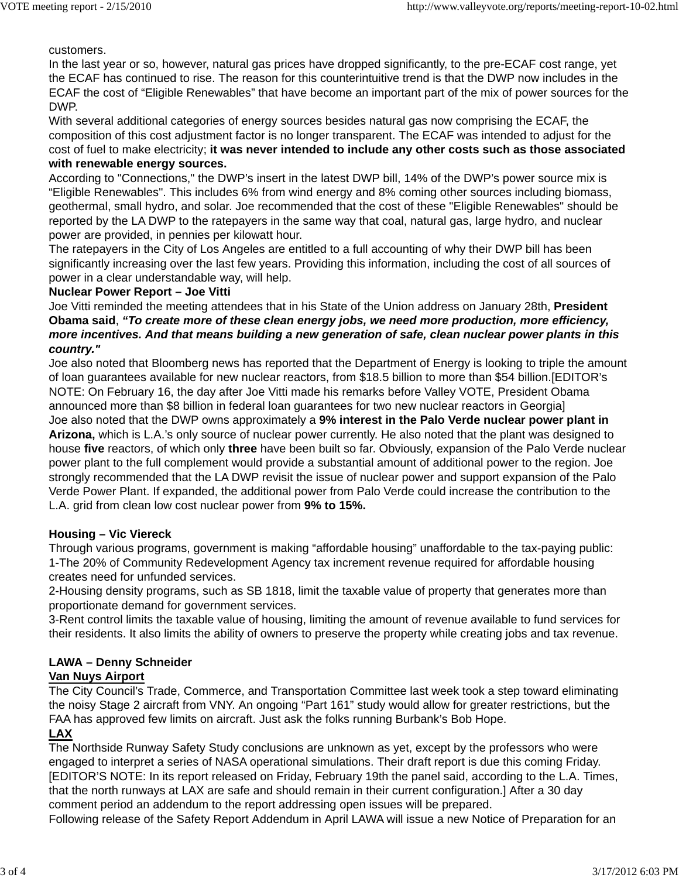customers.

In the last year or so, however, natural gas prices have dropped significantly, to the pre-ECAF cost range, yet the ECAF has continued to rise. The reason for this counterintuitive trend is that the DWP now includes in the ECAF the cost of “Eligible Renewables” that have become an important part of the mix of power sources for the DWP.

With several additional categories of energy sources besides natural gas now comprising the ECAF, the composition of this cost adjustment factor is no longer transparent. The ECAF was intended to adjust for the cost of fuel to make electricity; **it was never intended to include any other costs such as those associated with renewable energy sources.**

According to "Connections," the DWP’s insert in the latest DWP bill, 14% of the DWP’s power source mix is “Eligible Renewables". This includes 6% from wind energy and 8% coming other sources including biomass, geothermal, small hydro, and solar. Joe recommended that the cost of these "Eligible Renewables" should be reported by the LA DWP to the ratepayers in the same way that coal, natural gas, large hydro, and nuclear power are provided, in pennies per kilowatt hour.

The ratepayers in the City of Los Angeles are entitled to a full accounting of why their DWP bill has been significantly increasing over the last few years. Providing this information, including the cost of all sources of power in a clear understandable way, will help.

**Nuclear Power Report – Joe Vitti**

Joe Vitti reminded the meeting attendees that in his State of the Union address on January 28th, **President Obama said**, ***“To create more of these clean energy jobs, we need more production, more efficiency, more incentives. And that means building a new generation of safe, clean nuclear power plants in this country."***

Joe also noted that Bloomberg news has reported that the Department of Energy is looking to triple the amount of loan guarantees available for new nuclear reactors, from $18.5 billion to more than $54 billion.[EDITOR’s NOTE: On February 16, the day after Joe Vitti made his remarks before Valley VOTE, President Obama announced more than $8 billion in federal loan guarantees for two new nuclear reactors in Georgia]

Joe also noted that the DWP owns approximately a **9% interest in the Palo Verde nuclear power plant in Arizona,** which is L.A.’s only source of nuclear power currently. He also noted that the plant was designed to house **five** reactors, of which only **three** have been built so far. Obviously, expansion of the Palo Verde nuclear power plant to the full complement would provide a substantial amount of additional power to the region. Joe strongly recommended that the LA DWP revisit the issue of nuclear power and support expansion of the Palo Verde Power Plant. If expanded, the additional power from Palo Verde could increase the contribution to the L.A. grid from clean low cost nuclear power from **9% to 15%.**

**Housing – Vic Viereck**

Through various programs, government is making “affordable housing” unaffordable to the tax-paying public:

1-The 20% of Community Redevelopment Agency tax increment revenue required for affordable housing creates need for unfunded services.

2-Housing density programs, such as SB 1818, limit the taxable value of property that generates more than proportionate demand for government services.

3-Rent control limits the taxable value of housing, limiting the amount of revenue available to fund services for their residents. It also limits the ability of owners to preserve the property while creating jobs and tax revenue.

**LAWA – Denny Schneider**

**Van Nuys Airport**

The City Council’s Trade, Commerce, and Transportation Committee last week took a step toward eliminating the noisy Stage 2 aircraft from VNY. An ongoing “Part 161” study would allow for greater restrictions, but the FAA has approved few limits on aircraft. Just ask the folks running Burbank’s Bob Hope.

**LAX**

The Northside Runway Safety Study conclusions are unknown as yet, except by the professors who were engaged to interpret a series of NASA operational simulations. Their draft report is due this coming Friday. [EDITOR’S NOTE: In its report released on Friday, February 19th the panel said, according to the L.A. Times, that the north runways at LAX are safe and should remain in their current configuration.] After a 30 day comment period an addendum to the report addressing open issues will be prepared.

Following release of the Safety Report Addendum in April LAWA will issue a new Notice of Preparation for an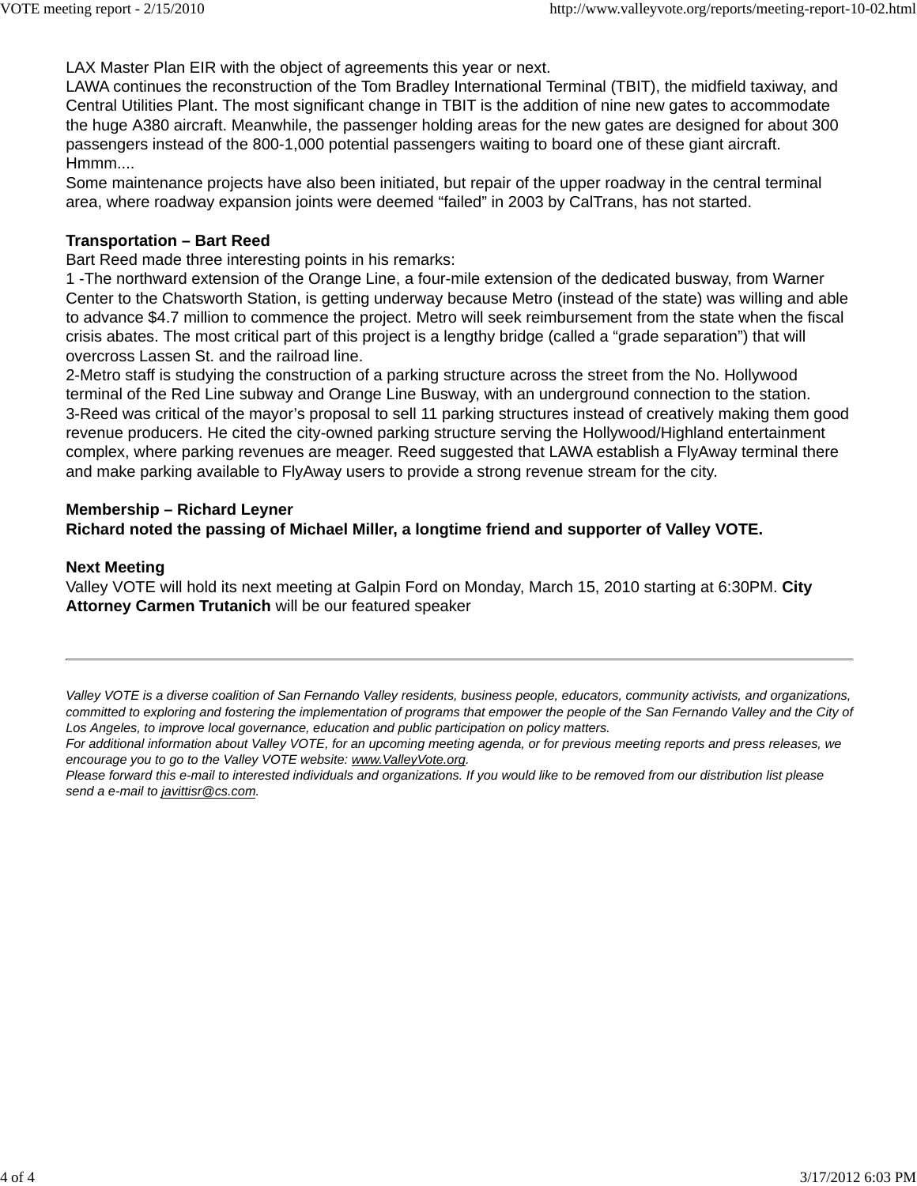LAX Master Plan EIR with the object of agreements this year or next.
LAWA continues the reconstruction of the Tom Bradley International Terminal (TBIT), the midfield taxiway, and Central Utilities Plant. The most significant change in TBIT is the addition of nine new gates to accommodate the huge A380 aircraft. Meanwhile, the passenger holding areas for the new gates are designed for about 300 passengers instead of the 800-1,000 potential passengers waiting to board one of these giant aircraft. Hmmm....
Some maintenance projects have also been initiated, but repair of the upper roadway in the central terminal area, where roadway expansion joints were deemed "failed" in 2003 by CalTrans, has not started.

**Transportation – Bart Reed**
Bart Reed made three interesting points in his remarks:
1 -The northward extension of the Orange Line, a four-mile extension of the dedicated busway, from Warner Center to the Chatsworth Station, is getting underway because Metro (instead of the state) was willing and able to advance $4.7 million to commence the project. Metro will seek reimbursement from the state when the fiscal crisis abates. The most critical part of this project is a lengthy bridge (called a "grade separation") that will overcross Lassen St. and the railroad line.
2-Metro staff is studying the construction of a parking structure across the street from the No. Hollywood terminal of the Red Line subway and Orange Line Busway, with an underground connection to the station.
3-Reed was critical of the mayor's proposal to sell 11 parking structures instead of creatively making them good revenue producers. He cited the city-owned parking structure serving the Hollywood/Highland entertainment complex, where parking revenues are meager. Reed suggested that LAWA establish a FlyAway terminal there and make parking available to FlyAway users to provide a strong revenue stream for the city.

**Membership – Richard Leyner**
**Richard noted the passing of Michael Miller, a longtime friend and supporter of Valley VOTE.**

**Next Meeting**
Valley VOTE will hold its next meeting at Galpin Ford on Monday, March 15, 2010 starting at 6:30PM. **City Attorney Carmen Trutanich** will be our featured speaker

---

*Valley VOTE is a diverse coalition of San Fernando Valley residents, business people, educators, community activists, and organizations, committed to exploring and fostering the implementation of programs that empower the people of the San Fernando Valley and the City of Los Angeles, to improve local governance, education and public participation on policy matters.*
*For additional information about Valley VOTE, for an upcoming meeting agenda, or for previous meeting reports and press releases, we encourage you to go to the Valley VOTE website: www.ValleyVote.org.*
*Please forward this e-mail to interested individuals and organizations. If you would like to be removed from our distribution list please send a e-mail to javittisr@cs.com.*